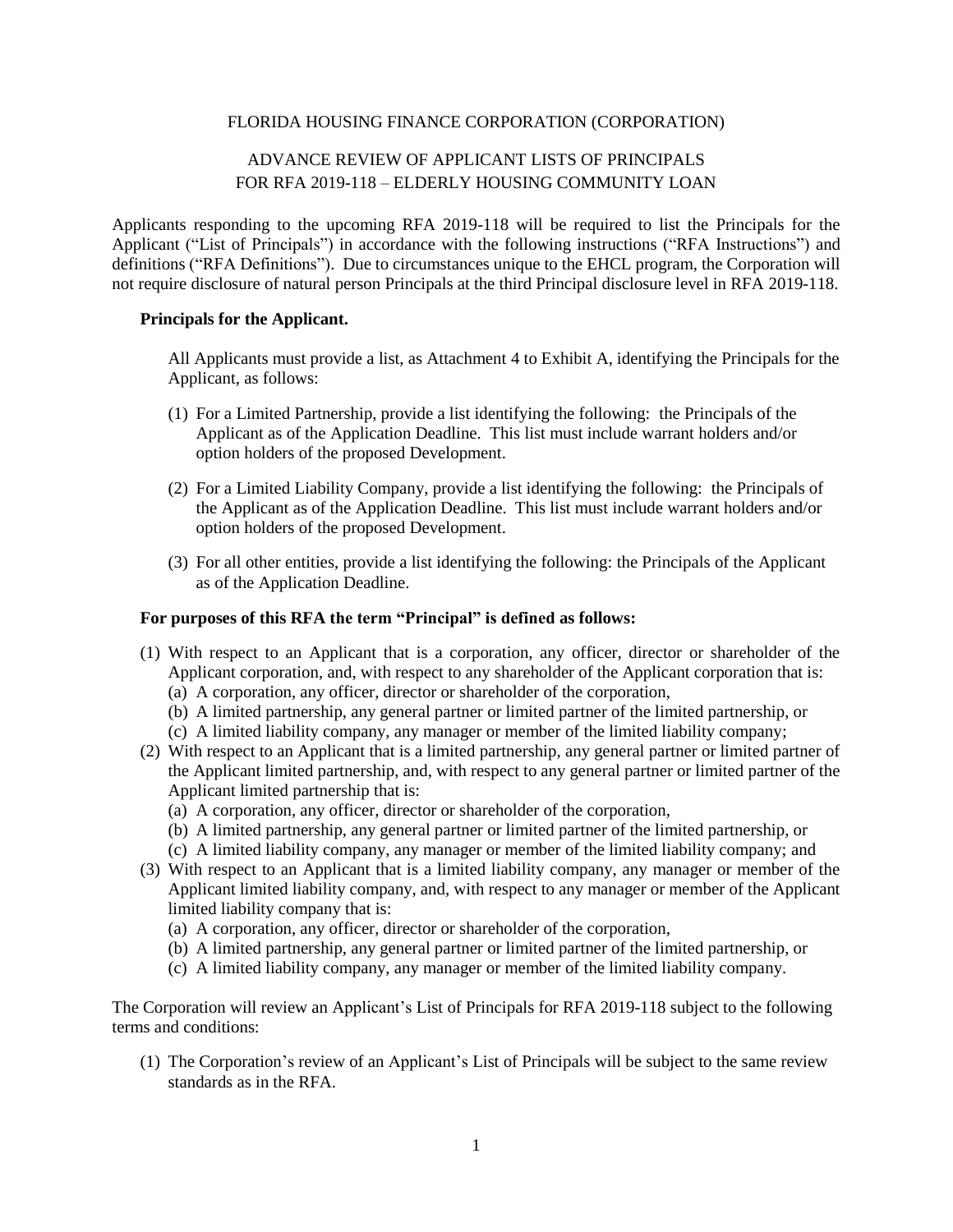FLORIDA HOUSING FINANCE CORPORATION (CORPORATION)

ADVANCE REVIEW OF APPLICANT LISTS OF PRINCIPALS
FOR RFA 2019-118 – ELDERLY HOUSING COMMUNITY LOAN

Applicants responding to the upcoming RFA 2019-118 will be required to list the Principals for the Applicant ("List of Principals") in accordance with the following instructions ("RFA Instructions") and definitions ("RFA Definitions"). Due to circumstances unique to the EHCL program, the Corporation will not require disclosure of natural person Principals at the third Principal disclosure level in RFA 2019-118.

**Principals for the Applicant.**

All Applicants must provide a list, as Attachment 4 to Exhibit A, identifying the Principals for the Applicant, as follows:

(1) For a Limited Partnership, provide a list identifying the following: the Principals of the Applicant as of the Application Deadline. This list must include warrant holders and/or option holders of the proposed Development.

(2) For a Limited Liability Company, provide a list identifying the following: the Principals of the Applicant as of the Application Deadline. This list must include warrant holders and/or option holders of the proposed Development.

(3) For all other entities, provide a list identifying the following: the Principals of the Applicant as of the Application Deadline.

**For purposes of this RFA the term "Principal" is defined as follows:**

(1) With respect to an Applicant that is a corporation, any officer, director or shareholder of the Applicant corporation, and, with respect to any shareholder of the Applicant corporation that is:
  (a) A corporation, any officer, director or shareholder of the corporation,
  (b) A limited partnership, any general partner or limited partner of the limited partnership, or
  (c) A limited liability company, any manager or member of the limited liability company;

(2) With respect to an Applicant that is a limited partnership, any general partner or limited partner of the Applicant limited partnership, and, with respect to any general partner or limited partner of the Applicant limited partnership that is:
  (a) A corporation, any officer, director or shareholder of the corporation,
  (b) A limited partnership, any general partner or limited partner of the limited partnership, or
  (c) A limited liability company, any manager or member of the limited liability company; and

(3) With respect to an Applicant that is a limited liability company, any manager or member of the Applicant limited liability company, and, with respect to any manager or member of the Applicant limited liability company that is:
  (a) A corporation, any officer, director or shareholder of the corporation,
  (b) A limited partnership, any general partner or limited partner of the limited partnership, or
  (c) A limited liability company, any manager or member of the limited liability company.

The Corporation will review an Applicant's List of Principals for RFA 2019-118 subject to the following terms and conditions:

(1) The Corporation's review of an Applicant's List of Principals will be subject to the same review standards as in the RFA.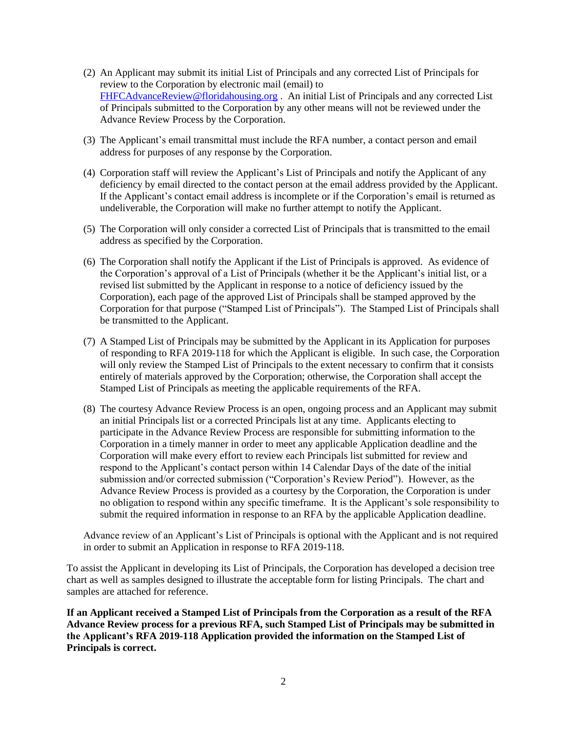(2) An Applicant may submit its initial List of Principals and any corrected List of Principals for review to the Corporation by electronic mail (email) to FHFCAdvanceReview@floridahousing.org . An initial List of Principals and any corrected List of Principals submitted to the Corporation by any other means will not be reviewed under the Advance Review Process by the Corporation.

(3) The Applicant's email transmittal must include the RFA number, a contact person and email address for purposes of any response by the Corporation.

(4) Corporation staff will review the Applicant's List of Principals and notify the Applicant of any deficiency by email directed to the contact person at the email address provided by the Applicant. If the Applicant's contact email address is incomplete or if the Corporation's email is returned as undeliverable, the Corporation will make no further attempt to notify the Applicant.

(5) The Corporation will only consider a corrected List of Principals that is transmitted to the email address as specified by the Corporation.

(6) The Corporation shall notify the Applicant if the List of Principals is approved. As evidence of the Corporation's approval of a List of Principals (whether it be the Applicant's initial list, or a revised list submitted by the Applicant in response to a notice of deficiency issued by the Corporation), each page of the approved List of Principals shall be stamped approved by the Corporation for that purpose ("Stamped List of Principals"). The Stamped List of Principals shall be transmitted to the Applicant.

(7) A Stamped List of Principals may be submitted by the Applicant in its Application for purposes of responding to RFA 2019-118 for which the Applicant is eligible. In such case, the Corporation will only review the Stamped List of Principals to the extent necessary to confirm that it consists entirely of materials approved by the Corporation; otherwise, the Corporation shall accept the Stamped List of Principals as meeting the applicable requirements of the RFA.

(8) The courtesy Advance Review Process is an open, ongoing process and an Applicant may submit an initial Principals list or a corrected Principals list at any time. Applicants electing to participate in the Advance Review Process are responsible for submitting information to the Corporation in a timely manner in order to meet any applicable Application deadline and the Corporation will make every effort to review each Principals list submitted for review and respond to the Applicant's contact person within 14 Calendar Days of the date of the initial submission and/or corrected submission ("Corporation's Review Period"). However, as the Advance Review Process is provided as a courtesy by the Corporation, the Corporation is under no obligation to respond within any specific timeframe. It is the Applicant's sole responsibility to submit the required information in response to an RFA by the applicable Application deadline.

Advance review of an Applicant's List of Principals is optional with the Applicant and is not required in order to submit an Application in response to RFA 2019-118.

To assist the Applicant in developing its List of Principals, the Corporation has developed a decision tree chart as well as samples designed to illustrate the acceptable form for listing Principals. The chart and samples are attached for reference.

**If an Applicant received a Stamped List of Principals from the Corporation as a result of the RFA Advance Review process for a previous RFA, such Stamped List of Principals may be submitted in the Applicant's RFA 2019-118 Application provided the information on the Stamped List of Principals is correct.**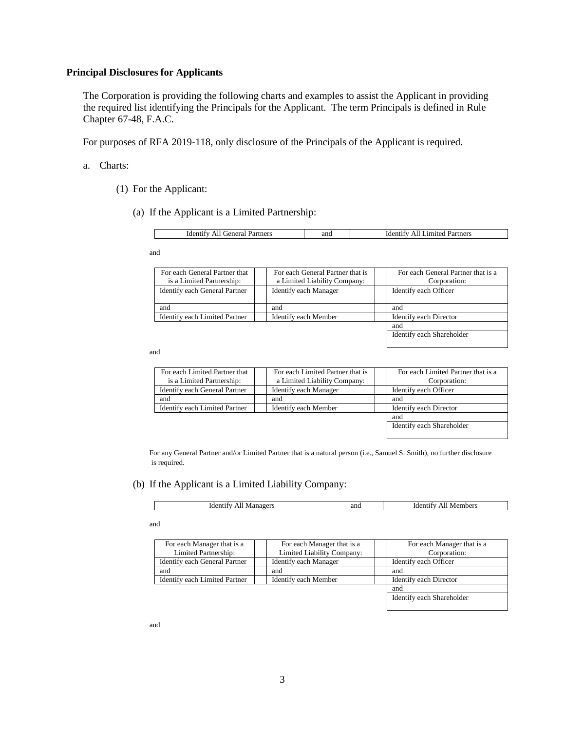**Principal Disclosures for Applicants**

The Corporation is providing the following charts and examples to assist the Applicant in providing the required list identifying the Principals for the Applicant. The term Principals is defined in Rule Chapter 67-48, F.A.C.

For purposes of RFA 2019-118, only disclosure of the Principals of the Applicant is required.

a. Charts:

(1) For the Applicant:

(a) If the Applicant is a Limited Partnership:

| Identify All General Partners | and | Identify All Limited Partners |
|---|---|---|

and

| For each General Partner that is a Limited Partnership: | | For each General Partner that is a Limited Liability Company: | | For each General Partner that is a Corporation: |
|---|---|---|---|---|
| Identify each General Partner | | Identify each Manager | | Identify each Officer |
| and | | and | | and |
| Identify each Limited Partner | | Identify each Member | | Identify each Director |
| | | | | and |
| | | | | Identify each Shareholder |

and

| For each Limited Partner that is a Limited Partnership: | | For each Limited Partner that is a Limited Liability Company: | | For each Limited Partner that is a Corporation: |
|---|---|---|---|---|
| Identify each General Partner | | Identify each Manager | | Identify each Officer |
| and | | and | | and |
| Identify each Limited Partner | | Identify each Member | | Identify each Director |
| | | | | and |
| | | | | Identify each Shareholder |

For any General Partner and/or Limited Partner that is a natural person (i.e., Samuel S. Smith), no further disclosure is required.

(b) If the Applicant is a Limited Liability Company:

| Identify All Managers | and | Identify All Members |
|---|---|---|

and

| For each Manager that is a Limited Partnership: | | For each Manager that is a Limited Liability Company: | | For each Manager that is a Corporation: |
|---|---|---|---|---|
| Identify each General Partner | | Identify each Manager | | Identify each Officer |
| and | | and | | and |
| Identify each Limited Partner | | Identify each Member | | Identify each Director |
| | | | | and |
| | | | | Identify each Shareholder |

and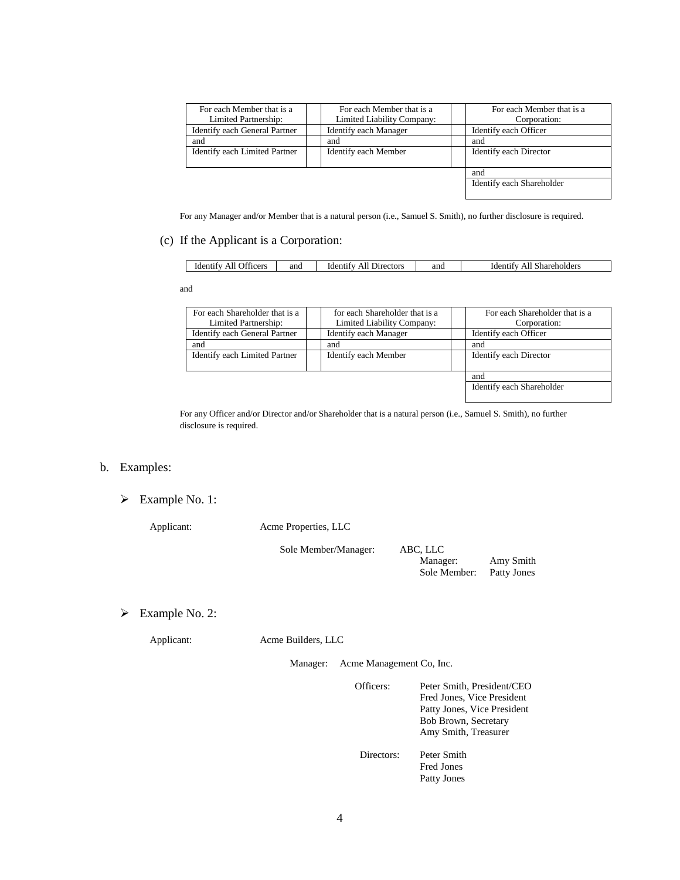| For each Member that is a Limited Partnership: | | For each Member that is a Limited Liability Company: | | For each Member that is a Corporation: |
|---|---|---|---|---|
| Identify each General Partner | | Identify each Manager | | Identify each Officer |
| and | | and | | and |
| Identify each Limited Partner | | Identify each Member | | Identify each Director |
| | | | | and |
| | | | | Identify each Shareholder |

For any Manager and/or Member that is a natural person (i.e., Samuel S. Smith), no further disclosure is required.

(c) If the Applicant is a Corporation:

| Identify All Officers | and | Identify All Directors | and | Identify All Shareholders |
|---|---|---|---|---|

and

| For each Shareholder that is a Limited Partnership: | | for each Shareholder that is a Limited Liability Company: | | For each Shareholder that is a Corporation: |
|---|---|---|---|---|
| Identify each General Partner | | Identify each Manager | | Identify each Officer |
| and | | and | | and |
| Identify each Limited Partner | | Identify each Member | | Identify each Director |
| | | | | and |
| | | | | Identify each Shareholder |

For any Officer and/or Director and/or Shareholder that is a natural person (i.e., Samuel S. Smith), no further disclosure is required.

b. Examples:

- Example No. 1:

Applicant: Acme Properties, LLC

Sole Member/Manager: ABC, LLC
Manager: Amy Smith
Sole Member: Patty Jones

- Example No. 2:

Applicant: Acme Builders, LLC

Manager: Acme Management Co, Inc.

Officers:
Peter Smith, President/CEO
Fred Jones, Vice President
Patty Jones, Vice President
Bob Brown, Secretary
Amy Smith, Treasurer

Directors:
Peter Smith
Fred Jones
Patty Jones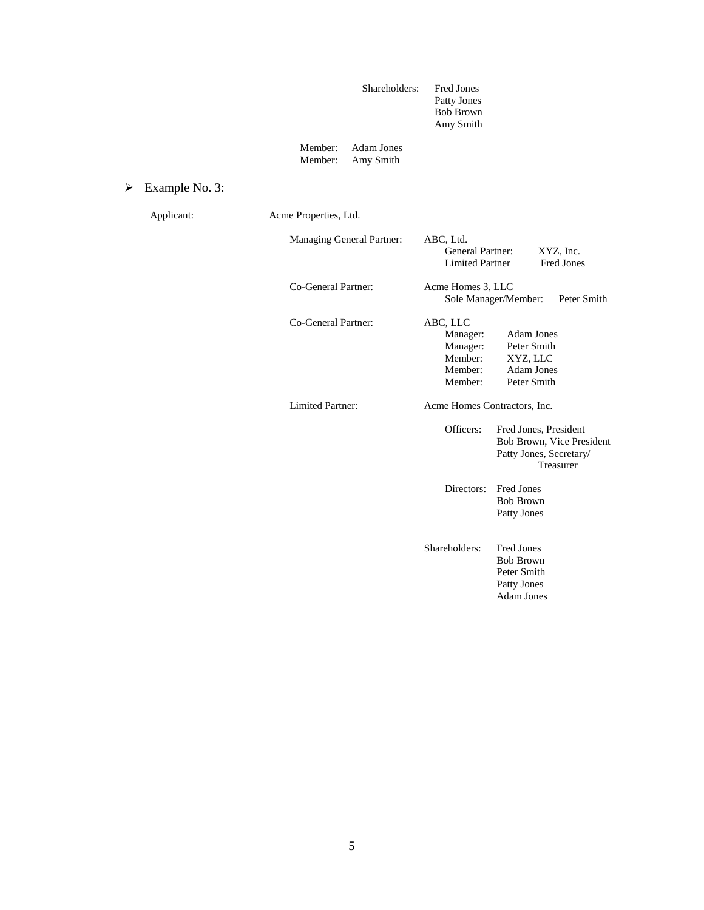Shareholders: Fred Jones
Patty Jones
Bob Brown
Amy Smith

Member: Adam Jones
Member: Amy Smith

- Example No. 3:

Applicant: Acme Properties, Ltd.

Managing General Partner: ABC, Ltd.
General Partner: XYZ, Inc.
Limited Partner Fred Jones

Co-General Partner: Acme Homes 3, LLC
Sole Manager/Member: Peter Smith

Co-General Partner: ABC, LLC
Manager: Adam Jones
Manager: Peter Smith
Member: XYZ, LLC
Member: Adam Jones
Member: Peter Smith

Limited Partner: Acme Homes Contractors, Inc.

Officers: Fred Jones, President
Bob Brown, Vice President
Patty Jones, Secretary/
Treasurer

Directors: Fred Jones
Bob Brown
Patty Jones

Shareholders: Fred Jones
Bob Brown
Peter Smith
Patty Jones
Adam Jones